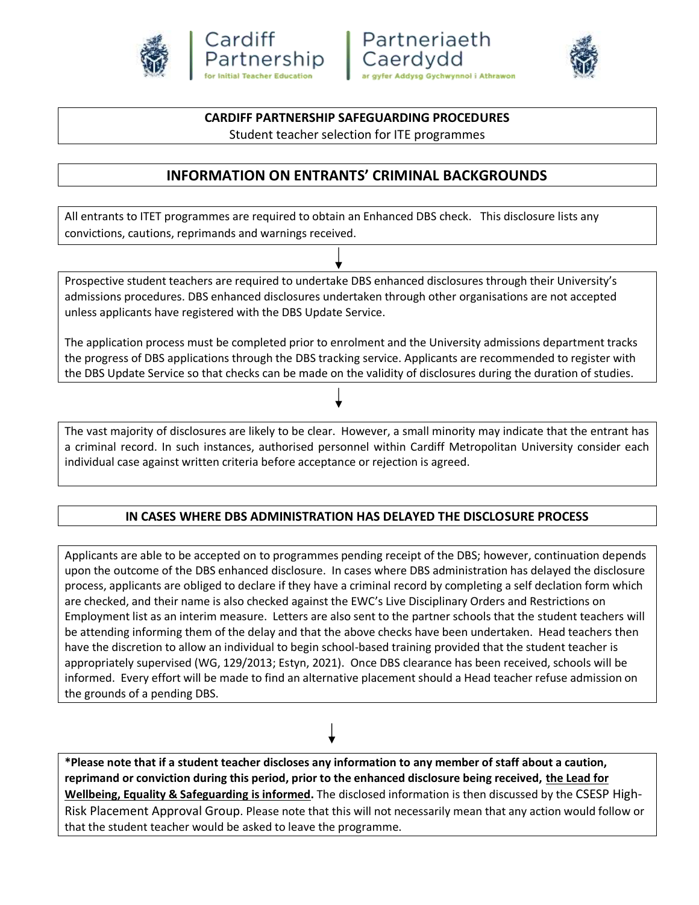Cardiff Partnership
for Initial Teacher Education

Partneriaeth Caerdydd
ar gyfer Addysg Gychwynnol i Athrawon

**CARDIFF PARTNERSHIP SAFEGUARDING PROCEDURES**

Student teacher selection for ITE programmes

## INFORMATION ON ENTRANTS' CRIMINAL BACKGROUNDS

All entrants to ITET programmes are required to obtain an Enhanced DBS check. This disclosure lists any convictions, cautions, reprimands and warnings received.

↓

Prospective student teachers are required to undertake DBS enhanced disclosures through their University's admissions procedures. DBS enhanced disclosures undertaken through other organisations are not accepted unless applicants have registered with the DBS Update Service.

The application process must be completed prior to enrolment and the University admissions department tracks the progress of DBS applications through the DBS tracking service. Applicants are recommended to register with the DBS Update Service so that checks can be made on the validity of disclosures during the duration of studies.

↓

The vast majority of disclosures are likely to be clear. However, a small minority may indicate that the entrant has a criminal record. In such instances, authorised personnel within Cardiff Metropolitan University consider each individual case against written criteria before acceptance or rejection is agreed.

## IN CASES WHERE DBS ADMINISTRATION HAS DELAYED THE DISCLOSURE PROCESS

Applicants are able to be accepted on to programmes pending receipt of the DBS; however, continuation depends upon the outcome of the DBS enhanced disclosure. In cases where DBS administration has delayed the disclosure process, applicants are obliged to declare if they have a criminal record by completing a self declation form which are checked, and their name is also checked against the EWC's Live Disciplinary Orders and Restrictions on Employment list as an interim measure. Letters are also sent to the partner schools that the student teachers will be attending informing them of the delay and that the above checks have been undertaken. Head teachers then have the discretion to allow an individual to begin school-based training provided that the student teacher is appropriately supervised (WG, 129/2013; Estyn, 2021). Once DBS clearance has been received, schools will be informed. Every effort will be made to find an alternative placement should a Head teacher refuse admission on the grounds of a pending DBS.

↓

**\*Please note that if a student teacher discloses any information to any member of staff about a caution, reprimand or conviction during this period, prior to the enhanced disclosure being received, <u>the Lead for Wellbeing, Equality & Safeguarding is informed</u>.** The disclosed information is then discussed by the CSESP High-Risk Placement Approval Group. Please note that this will not necessarily mean that any action would follow or that the student teacher would be asked to leave the programme.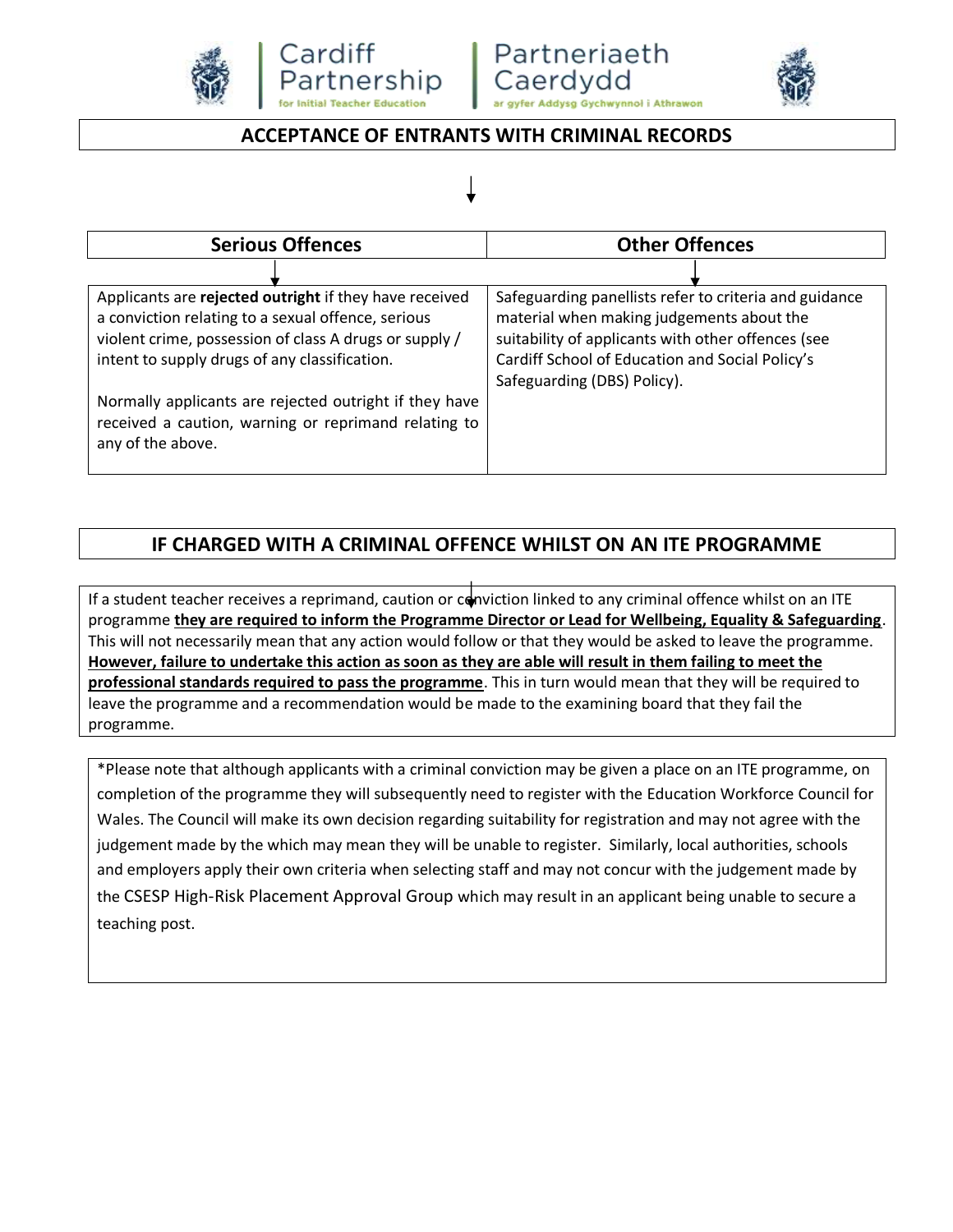## ACCEPTANCE OF ENTRANTS WITH CRIMINAL RECORDS

| Serious Offences | Other Offences |
| --- | --- |
| Applicants are **rejected outright** if they have received a conviction relating to a sexual offence, serious violent crime, possession of class A drugs or supply / intent to supply drugs of any classification.<br><br>Normally applicants are rejected outright if they have received a caution, warning or reprimand relating to any of the above. | Safeguarding panellists refer to criteria and guidance material when making judgements about the suitability of applicants with other offences (see Cardiff School of Education and Social Policy's Safeguarding (DBS) Policy). |

## IF CHARGED WITH A CRIMINAL OFFENCE WHILST ON AN ITE PROGRAMME

If a student teacher receives a reprimand, caution or conviction linked to any criminal offence whilst on an ITE programme **they are required to inform the Programme Director or Lead for Wellbeing, Equality & Safeguarding**. This will not necessarily mean that any action would follow or that they would be asked to leave the programme. **However, failure to undertake this action as soon as they are able will result in them failing to meet the professional standards required to pass the programme**. This in turn would mean that they will be required to leave the programme and a recommendation would be made to the examining board that they fail the programme.

*Please note that although applicants with a criminal conviction may be given a place on an ITE programme, on completion of the programme they will subsequently need to register with the Education Workforce Council for Wales. The Council will make its own decision regarding suitability for registration and may not agree with the judgement made by the which may mean they will be unable to register. Similarly, local authorities, schools and employers apply their own criteria when selecting staff and may not concur with the judgement made by the CSESP High-Risk Placement Approval Group which may result in an applicant being unable to secure a teaching post.